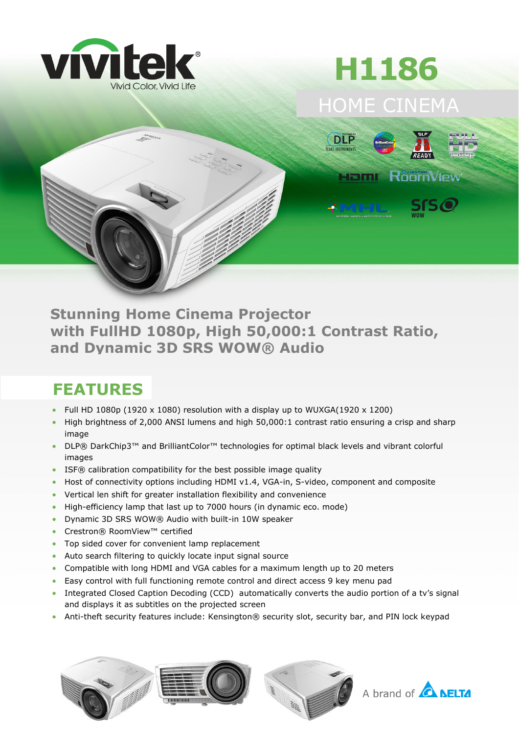# H1186

## HOME CINEMA

**Stunning Home Cinema Projector with FullHD 1080p, High 50,000:1 Contrast Ratio, and Dynamic 3D SRS WOW® Audio**

## FEATURES

- Full HD 1080p (1920 x 1080) resolution with a display up to WUXGA(1920 x 1200)
- High brightness of 2,000 ANSI lumens and high 50,000:1 contrast ratio ensuring a crisp and sharp image
- DLP® DarkChip3™ and BrilliantColor™ technologies for optimal black levels and vibrant colorful images
- ISF® calibration compatibility for the best possible image quality
- Host of connectivity options including HDMI v1.4, VGA-in, S-video, component and composite
- Vertical len shift for greater installation flexibility and convenience
- High-efficiency lamp that last up to 7000 hours (in dynamic eco. mode)
- Dynamic 3D SRS WOW® Audio with built-in 10W speaker
- Crestron® RoomView™ certified
- Top sided cover for convenient lamp replacement
- Auto search filtering to quickly locate input signal source
- Compatible with long HDMI and VGA cables for a maximum length up to 20 meters
- Easy control with full functioning remote control and direct access 9 key menu pad
- Integrated Closed Caption Decoding (CCD) automatically converts the audio portion of a tv's signal and displays it as subtitles on the projected screen
- Anti-theft security features include: Kensington® security slot, security bar, and PIN lock keypad

A brand of DELTA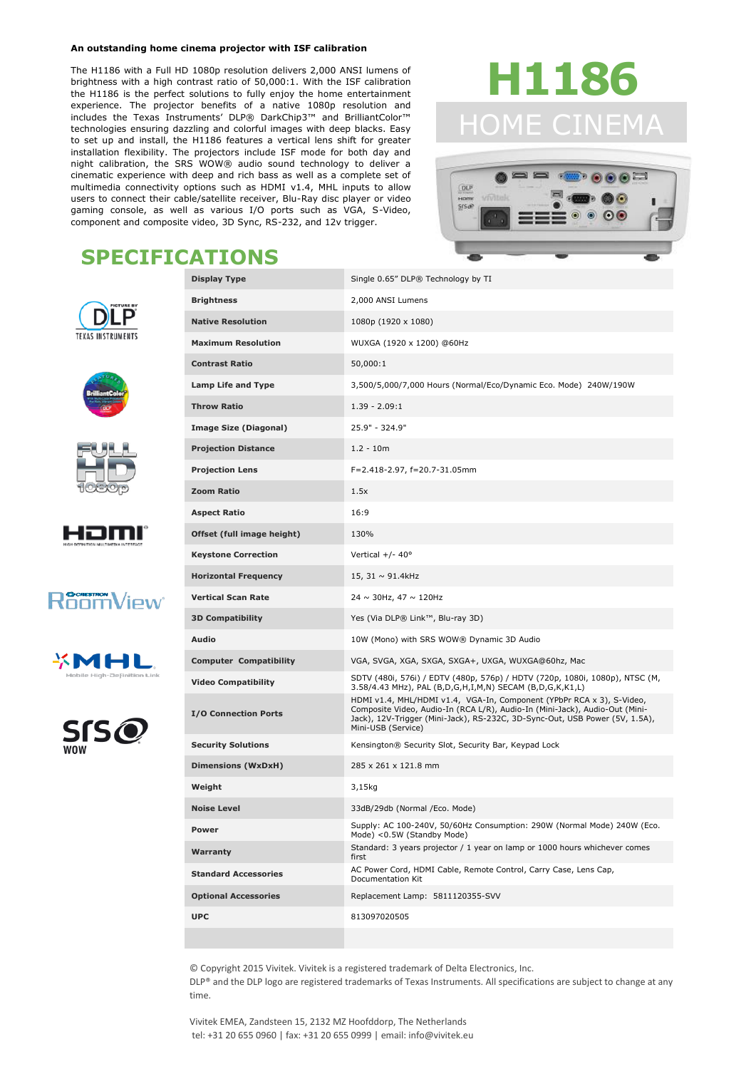**An outstanding home cinema projector with ISF calibration**

The H1186 with a Full HD 1080p resolution delivers 2,000 ANSI lumens of brightness with a high contrast ratio of 50,000:1. With the ISF calibration the H1186 is the perfect solutions to fully enjoy the home entertainment experience. The projector benefits of a native 1080p resolution and includes the Texas Instruments' DLP® DarkChip3™ and BrilliantColor™ technologies ensuring dazzling and colorful images with deep blacks. Easy to set up and install, the H1186 features a vertical lens shift for greater installation flexibility. The projectors include ISF mode for both day and night calibration, the SRS WOW® audio sound technology to deliver a cinematic experience with deep and rich bass as well as a complete set of multimedia connectivity options such as HDMI v1.4, MHL inputs to allow users to connect their cable/satellite receiver, Blu-Ray disc player or video gaming console, as well as various I/O ports such as VGA, S-Video, component and composite video, 3D Sync, RS-232, and 12v trigger.

# H1186

## HOME CINEMA

## SPECIFICATIONS

| | |
|---|---|
| **Display Type** | Single 0.65" DLP® Technology by TI |
| **Brightness** | 2,000 ANSI Lumens |
| **Native Resolution** | 1080p (1920 x 1080) |
| **Maximum Resolution** | WUXGA (1920 x 1200) @60Hz |
| **Contrast Ratio** | 50,000:1 |
| **Lamp Life and Type** | 3,500/5,000/7,000 Hours (Normal/Eco/Dynamic Eco. Mode) 240W/190W |
| **Throw Ratio** | 1.39 - 2.09:1 |
| **Image Size (Diagonal)** | 25.9" - 324.9" |
| **Projection Distance** | 1.2 - 10m |
| **Projection Lens** | F=2.418-2.97, f=20.7-31.05mm |
| **Zoom Ratio** | 1.5x |
| **Aspect Ratio** | 16:9 |
| **Offset (full image height)** | 130% |
| **Keystone Correction** | Vertical +/- 40° |
| **Horizontal Frequency** | 15, 31 ~ 91.4kHz |
| **Vertical Scan Rate** | 24 ~ 30Hz, 47 ~ 120Hz |
| **3D Compatibility** | Yes (Via DLP® Link™, Blu-ray 3D) |
| **Audio** | 10W (Mono) with SRS WOW® Dynamic 3D Audio |
| **Computer Compatibility** | VGA, SVGA, XGA, SXGA, SXGA+, UXGA, WUXGA@60hz, Mac |
| **Video Compatibility** | SDTV (480i, 576i) / EDTV (480p, 576p) / HDTV (720p, 1080i, 1080p), NTSC (M, 3.58/4.43 MHz), PAL (B,D,G,H,I,M,N) SECAM (B,D,G,K,K1,L) |
| **I/O Connection Ports** | HDMI v1.4, MHL/HDMI v1.4, VGA-In, Component (YPbPr RCA x 3), S-Video, Composite Video, Audio-In (RCA L/R), Audio-In (Mini-Jack), Audio-Out (Mini-Jack), 12V-Trigger (Mini-Jack), RS-232C, 3D-Sync-Out, USB Power (5V, 1.5A), Mini-USB (Service) |
| **Security Solutions** | Kensington® Security Slot, Security Bar, Keypad Lock |
| **Dimensions (WxDxH)** | 285 x 261 x 121.8 mm |
| **Weight** | 3,15kg |
| **Noise Level** | 33dB/29db (Normal /Eco. Mode) |
| **Power** | Supply: AC 100-240V, 50/60Hz Consumption: 290W (Normal Mode) 240W (Eco. Mode) <0.5W (Standby Mode) |
| **Warranty** | Standard: 3 years projector / 1 year on lamp or 1000 hours whichever comes first |
| **Standard Accessories** | AC Power Cord, HDMI Cable, Remote Control, Carry Case, Lens Cap, Documentation Kit |
| **Optional Accessories** | Replacement Lamp: 5811120355-SVV |
| **UPC** | 813097020505 |

© Copyright 2015 Vivitek. Vivitek is a registered trademark of Delta Electronics, Inc.
DLP® and the DLP logo are registered trademarks of Texas Instruments. All specifications are subject to change at any time.

Vivitek EMEA, Zandsteen 15, 2132 MZ Hoofddorp, The Netherlands
tel: +31 20 655 0960 | fax: +31 20 655 0999 | email: info@vivitek.eu